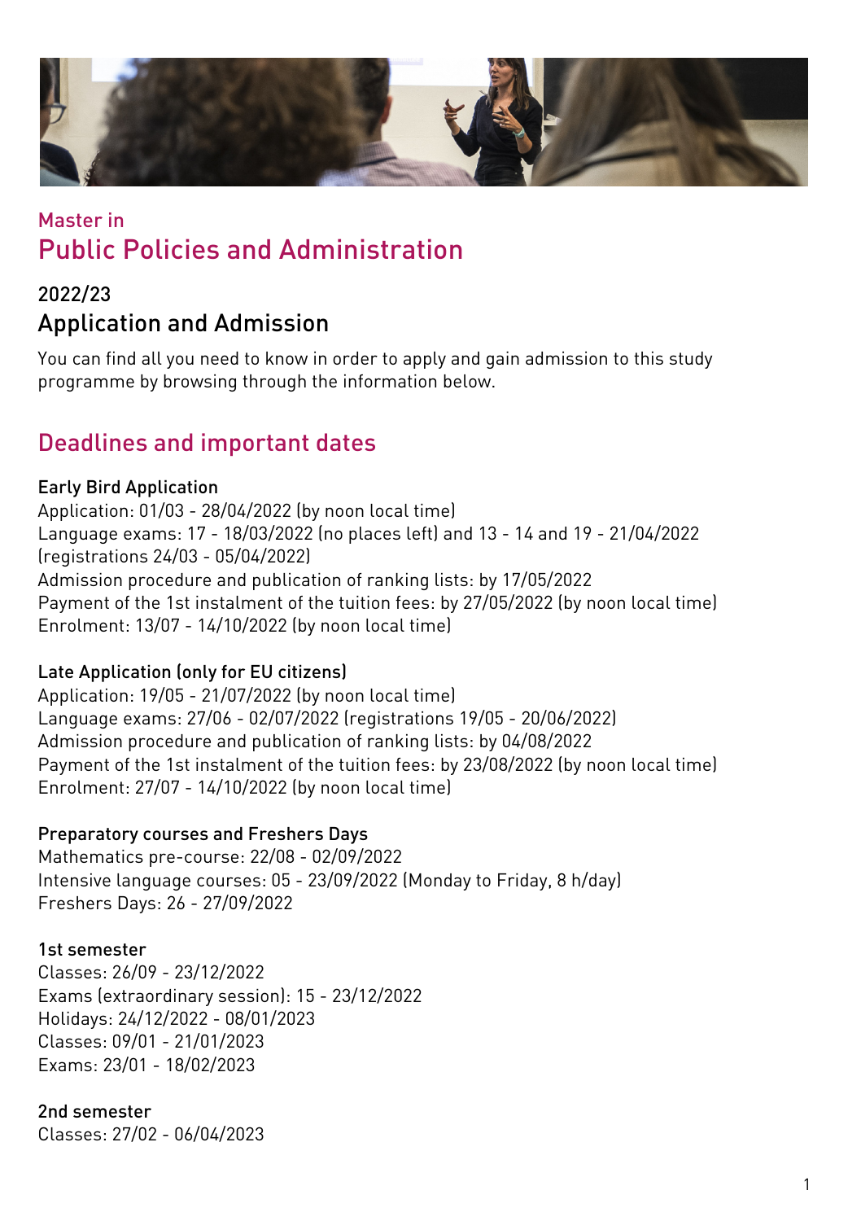Master in

# Public Policies and Administration

## 2022/23

## Application and Admission

You can find all you need to know in order to apply and gain admission to this study programme by browsing through the information below.

## Deadlines and important dates

### Early Bird Application

Application: 01/03 - 28/04/2022 (by noon local time)
Language exams: 17 - 18/03/2022 (no places left) and 13 - 14 and 19 - 21/04/2022 (registrations 24/03 - 05/04/2022)
Admission procedure and publication of ranking lists: by 17/05/2022
Payment of the 1st instalment of the tuition fees: by 27/05/2022 (by noon local time)
Enrolment: 13/07 - 14/10/2022 (by noon local time)

### Late Application (only for EU citizens)

Application: 19/05 - 21/07/2022 (by noon local time)
Language exams: 27/06 - 02/07/2022 (registrations 19/05 - 20/06/2022)
Admission procedure and publication of ranking lists: by 04/08/2022
Payment of the 1st instalment of the tuition fees: by 23/08/2022 (by noon local time)
Enrolment: 27/07 - 14/10/2022 (by noon local time)

### Preparatory courses and Freshers Days

Mathematics pre-course: 22/08 - 02/09/2022
Intensive language courses: 05 - 23/09/2022 (Monday to Friday, 8 h/day)
Freshers Days: 26 - 27/09/2022

### 1st semester

Classes: 26/09 - 23/12/2022
Exams (extraordinary session): 15 - 23/12/2022
Holidays: 24/12/2022 - 08/01/2023
Classes: 09/01 - 21/01/2023
Exams: 23/01 - 18/02/2023

### 2nd semester

Classes: 27/02 - 06/04/2023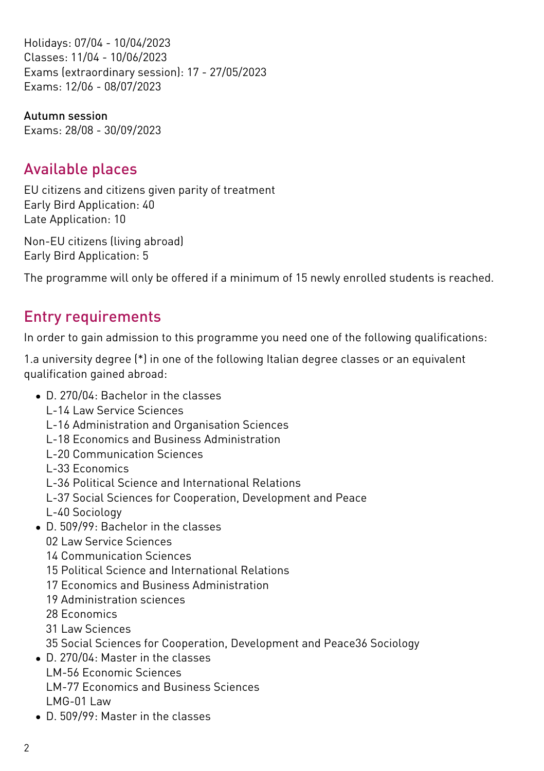Holidays: 07/04 - 10/04/2023
Classes: 11/04 - 10/06/2023
Exams (extraordinary session): 17 - 27/05/2023
Exams: 12/06 - 08/07/2023

Autumn session
Exams: 28/08 - 30/09/2023

## Available places

EU citizens and citizens given parity of treatment
Early Bird Application: 40
Late Application: 10

Non-EU citizens (living abroad)
Early Bird Application: 5

The programme will only be offered if a minimum of 15 newly enrolled students is reached.

## Entry requirements

In order to gain admission to this programme you need one of the following qualifications:

1.a university degree (*) in one of the following Italian degree classes or an equivalent qualification gained abroad:

- D. 270/04: Bachelor in the classes
  L-14 Law Service Sciences
  L-16 Administration and Organisation Sciences
  L-18 Economics and Business Administration
  L-20 Communication Sciences
  L-33 Economics
  L-36 Political Science and International Relations
  L-37 Social Sciences for Cooperation, Development and Peace
  L-40 Sociology
- D. 509/99: Bachelor in the classes
  02 Law Service Sciences
  14 Communication Sciences
  15 Political Science and International Relations
  17 Economics and Business Administration
  19 Administration sciences
  28 Economics
  31 Law Sciences
  35 Social Sciences for Cooperation, Development and Peace36 Sociology
- D. 270/04: Master in the classes
  LM-56 Economic Sciences
  LM-77 Economics and Business Sciences
  LMG-01 Law
- D. 509/99: Master in the classes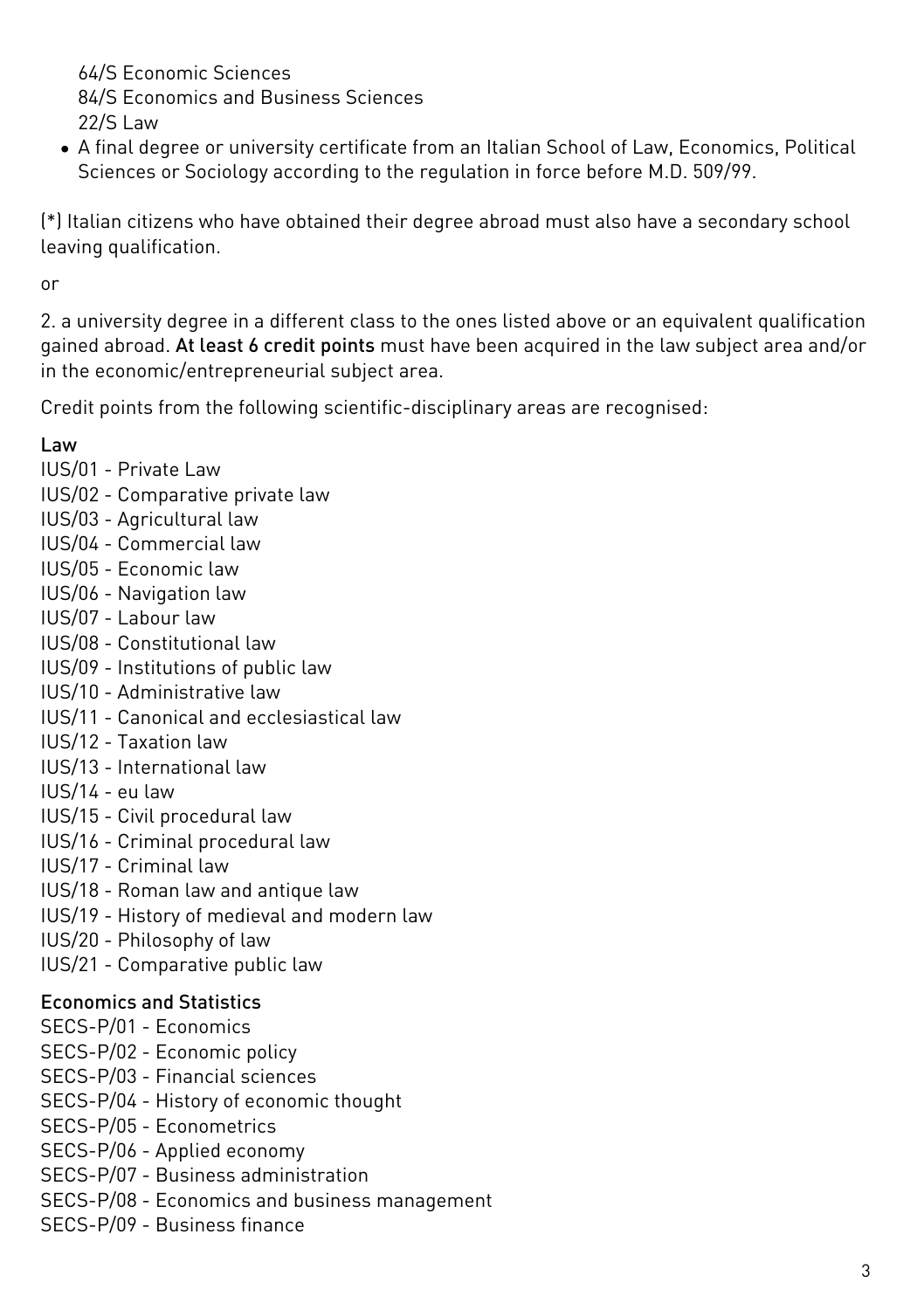64/S Economic Sciences
84/S Economics and Business Sciences
22/S Law

- A final degree or university certificate from an Italian School of Law, Economics, Political Sciences or Sociology according to the regulation in force before M.D. 509/99.

(*) Italian citizens who have obtained their degree abroad must also have a secondary school leaving qualification.

or

2. a university degree in a different class to the ones listed above or an equivalent qualification gained abroad. **At least 6 credit points** must have been acquired in the law subject area and/or in the economic/entrepreneurial subject area.

Credit points from the following scientific-disciplinary areas are recognised:

**Law**
IUS/01 - Private Law
IUS/02 - Comparative private law
IUS/03 - Agricultural law
IUS/04 - Commercial law
IUS/05 - Economic law
IUS/06 - Navigation law
IUS/07 - Labour law
IUS/08 - Constitutional law
IUS/09 - Institutions of public law
IUS/10 - Administrative law
IUS/11 - Canonical and ecclesiastical law
IUS/12 - Taxation law
IUS/13 - International law
IUS/14 - eu law
IUS/15 - Civil procedural law
IUS/16 - Criminal procedural law
IUS/17 - Criminal law
IUS/18 - Roman law and antique law
IUS/19 - History of medieval and modern law
IUS/20 - Philosophy of law
IUS/21 - Comparative public law

**Economics and Statistics**
SECS-P/01 - Economics
SECS-P/02 - Economic policy
SECS-P/03 - Financial sciences
SECS-P/04 - History of economic thought
SECS-P/05 - Econometrics
SECS-P/06 - Applied economy
SECS-P/07 - Business administration
SECS-P/08 - Economics and business management
SECS-P/09 - Business finance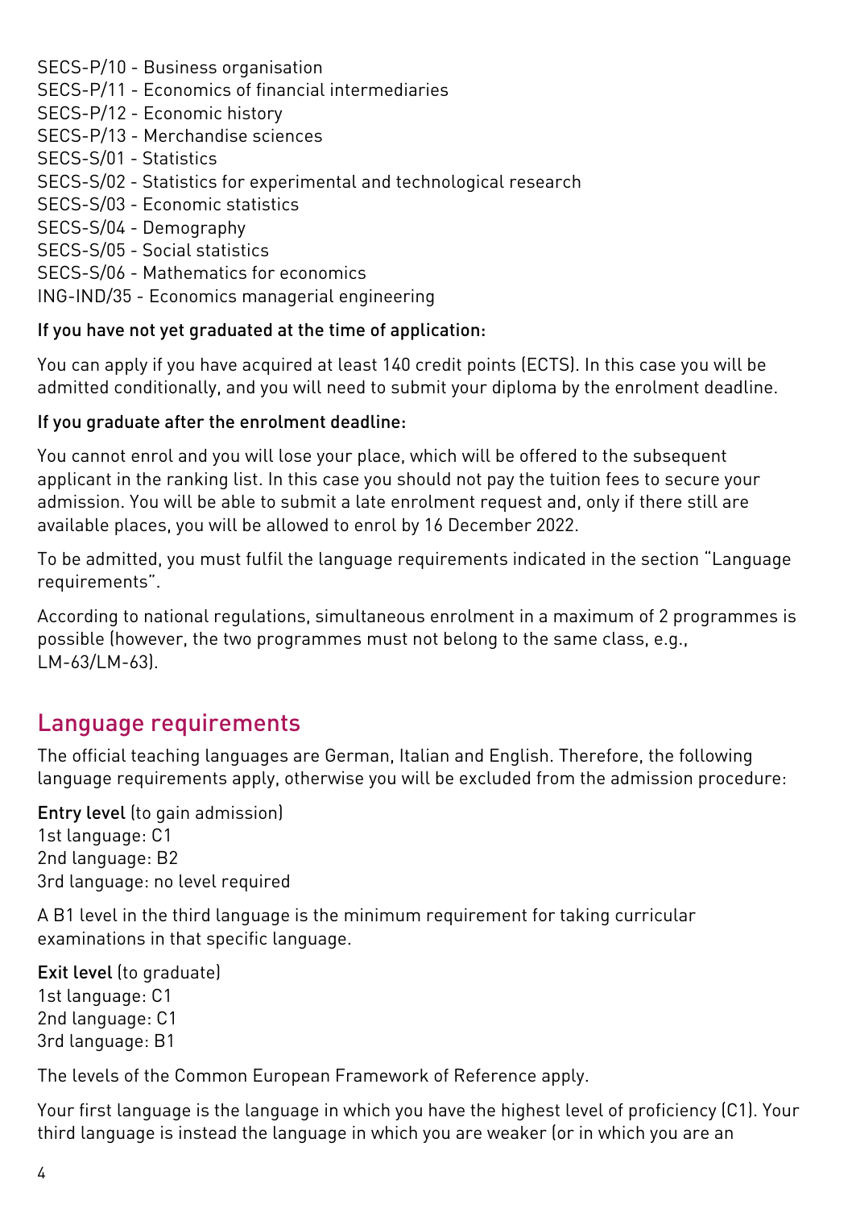SECS-P/10 - Business organisation
SECS-P/11 - Economics of financial intermediaries
SECS-P/12 - Economic history
SECS-P/13 - Merchandise sciences
SECS-S/01 - Statistics
SECS-S/02 - Statistics for experimental and technological research
SECS-S/03 - Economic statistics
SECS-S/04 - Demography
SECS-S/05 - Social statistics
SECS-S/06 - Mathematics for economics
ING-IND/35 - Economics managerial engineering

**If you have not yet graduated at the time of application:**

You can apply if you have acquired at least 140 credit points (ECTS). In this case you will be admitted conditionally, and you will need to submit your diploma by the enrolment deadline.

**If you graduate after the enrolment deadline:**

You cannot enrol and you will lose your place, which will be offered to the subsequent applicant in the ranking list. In this case you should not pay the tuition fees to secure your admission. You will be able to submit a late enrolment request and, only if there still are available places, you will be allowed to enrol by 16 December 2022.

To be admitted, you must fulfil the language requirements indicated in the section "Language requirements".

According to national regulations, simultaneous enrolment in a maximum of 2 programmes is possible (however, the two programmes must not belong to the same class, e.g., LM-63/LM-63).

## Language requirements

The official teaching languages are German, Italian and English. Therefore, the following language requirements apply, otherwise you will be excluded from the admission procedure:

**Entry level** (to gain admission)
1st language: C1
2nd language: B2
3rd language: no level required

A B1 level in the third language is the minimum requirement for taking curricular examinations in that specific language.

**Exit level** (to graduate)
1st language: C1
2nd language: C1
3rd language: B1

The levels of the Common European Framework of Reference apply.

Your first language is the language in which you have the highest level of proficiency (C1). Your third language is instead the language in which you are weaker (or in which you are an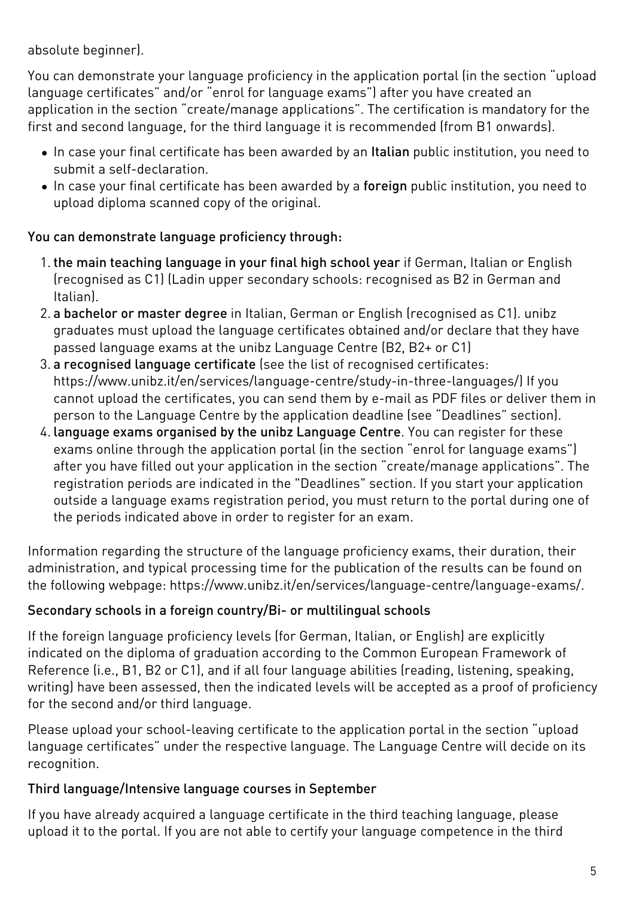absolute beginner).

You can demonstrate your language proficiency in the application portal (in the section "upload language certificates" and/or "enrol for language exams") after you have created an application in the section "create/manage applications". The certification is mandatory for the first and second language, for the third language it is recommended (from B1 onwards).

- In case your final certificate has been awarded by an **Italian** public institution, you need to submit a self-declaration.
- In case your final certificate has been awarded by a **foreign** public institution, you need to upload diploma scanned copy of the original.

### You can demonstrate language proficiency through:

1. **the main teaching language in your final high school year** if German, Italian or English (recognised as C1) (Ladin upper secondary schools: recognised as B2 in German and Italian).
2. **a bachelor or master degree** in Italian, German or English (recognised as C1). unibz graduates must upload the language certificates obtained and/or declare that they have passed language exams at the unibz Language Centre (B2, B2+ or C1)
3. **a recognised language certificate** (see the list of recognised certificates: https://www.unibz.it/en/services/language-centre/study-in-three-languages/) If you cannot upload the certificates, you can send them by e-mail as PDF files or deliver them in person to the Language Centre by the application deadline (see "Deadlines" section).
4. **language exams organised by the unibz Language Centre**. You can register for these exams online through the application portal (in the section "enrol for language exams") after you have filled out your application in the section "create/manage applications". The registration periods are indicated in the "Deadlines" section. If you start your application outside a language exams registration period, you must return to the portal during one of the periods indicated above in order to register for an exam.

Information regarding the structure of the language proficiency exams, their duration, their administration, and typical processing time for the publication of the results can be found on the following webpage: https://www.unibz.it/en/services/language-centre/language-exams/.

### Secondary schools in a foreign country/Bi- or multilingual schools

If the foreign language proficiency levels (for German, Italian, or English) are explicitly indicated on the diploma of graduation according to the Common European Framework of Reference (i.e., B1, B2 or C1), and if all four language abilities (reading, listening, speaking, writing) have been assessed, then the indicated levels will be accepted as a proof of proficiency for the second and/or third language.

Please upload your school-leaving certificate to the application portal in the section "upload language certificates" under the respective language. The Language Centre will decide on its recognition.

### Third language/Intensive language courses in September

If you have already acquired a language certificate in the third teaching language, please upload it to the portal. If you are not able to certify your language competence in the third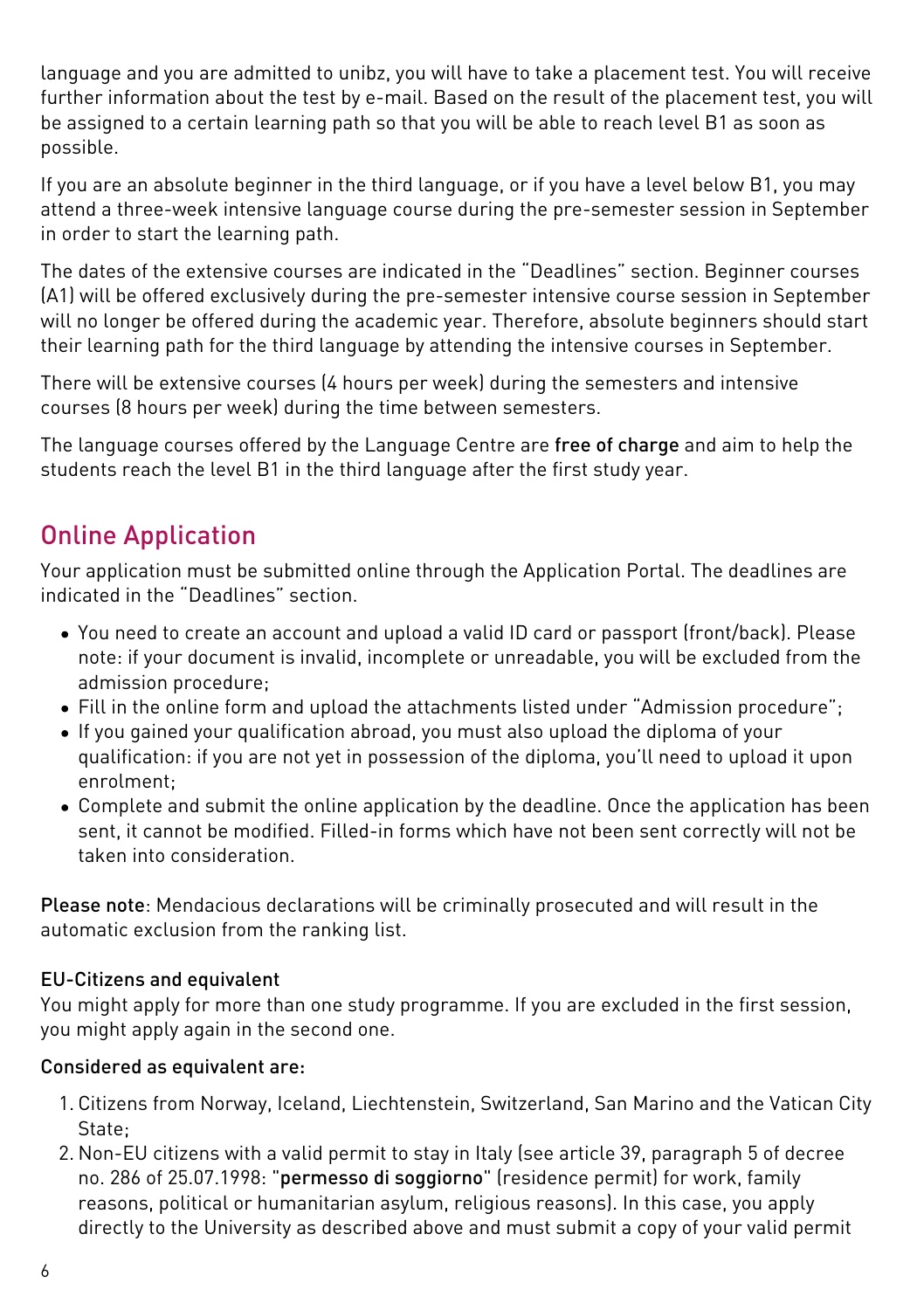language and you are admitted to unibz, you will have to take a placement test. You will receive further information about the test by e-mail. Based on the result of the placement test, you will be assigned to a certain learning path so that you will be able to reach level B1 as soon as possible.

If you are an absolute beginner in the third language, or if you have a level below B1, you may attend a three-week intensive language course during the pre-semester session in September in order to start the learning path.

The dates of the extensive courses are indicated in the "Deadlines" section. Beginner courses (A1) will be offered exclusively during the pre-semester intensive course session in September will no longer be offered during the academic year. Therefore, absolute beginners should start their learning path for the third language by attending the intensive courses in September.

There will be extensive courses (4 hours per week) during the semesters and intensive courses (8 hours per week) during the time between semesters.

The language courses offered by the Language Centre are **free of charge** and aim to help the students reach the level B1 in the third language after the first study year.

## Online Application

Your application must be submitted online through the Application Portal. The deadlines are indicated in the "Deadlines" section.

- You need to create an account and upload a valid ID card or passport (front/back). Please note: if your document is invalid, incomplete or unreadable, you will be excluded from the admission procedure;
- Fill in the online form and upload the attachments listed under "Admission procedure";
- If you gained your qualification abroad, you must also upload the diploma of your qualification: if you are not yet in possession of the diploma, you'll need to upload it upon enrolment;
- Complete and submit the online application by the deadline. Once the application has been sent, it cannot be modified. Filled-in forms which have not been sent correctly will not be taken into consideration.

**Please note**: Mendacious declarations will be criminally prosecuted and will result in the automatic exclusion from the ranking list.

### EU-Citizens and equivalent

You might apply for more than one study programme. If you are excluded in the first session, you might apply again in the second one.

**Considered as equivalent are:**

1. Citizens from Norway, Iceland, Liechtenstein, Switzerland, San Marino and the Vatican City State;
2. Non-EU citizens with a valid permit to stay in Italy (see article 39, paragraph 5 of decree no. 286 of 25.07.1998: "**permesso di soggiorno**" (residence permit) for work, family reasons, political or humanitarian asylum, religious reasons). In this case, you apply directly to the University as described above and must submit a copy of your valid permit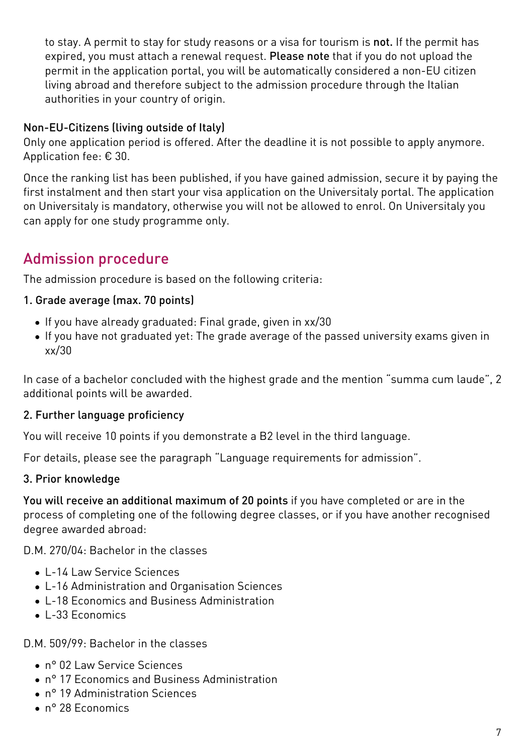to stay. A permit to stay for study reasons or a visa for tourism is **not.** If the permit has expired, you must attach a renewal request. **Please note** that if you do not upload the permit in the application portal, you will be automatically considered a non-EU citizen living abroad and therefore subject to the admission procedure through the Italian authorities in your country of origin.

**Non-EU-Citizens (living outside of Italy)**
Only one application period is offered. After the deadline it is not possible to apply anymore. Application fee: € 30.

Once the ranking list has been published, if you have gained admission, secure it by paying the first instalment and then start your visa application on the Universitaly portal. The application on Universitaly is mandatory, otherwise you will not be allowed to enrol. On Universitaly you can apply for one study programme only.

## Admission procedure

The admission procedure is based on the following criteria:

**1. Grade average (max. 70 points)**

- If you have already graduated: Final grade, given in xx/30
- If you have not graduated yet: The grade average of the passed university exams given in xx/30

In case of a bachelor concluded with the highest grade and the mention "summa cum laude", 2 additional points will be awarded.

**2. Further language proficiency**

You will receive 10 points if you demonstrate a B2 level in the third language.

For details, please see the paragraph "Language requirements for admission".

**3. Prior knowledge**

**You will receive an additional maximum of 20 points** if you have completed or are in the process of completing one of the following degree classes, or if you have another recognised degree awarded abroad:

D.M. 270/04: Bachelor in the classes

- L-14 Law Service Sciences
- L-16 Administration and Organisation Sciences
- L-18 Economics and Business Administration
- L-33 Economics

D.M. 509/99: Bachelor in the classes

- n° 02 Law Service Sciences
- n° 17 Economics and Business Administration
- n° 19 Administration Sciences
- n° 28 Economics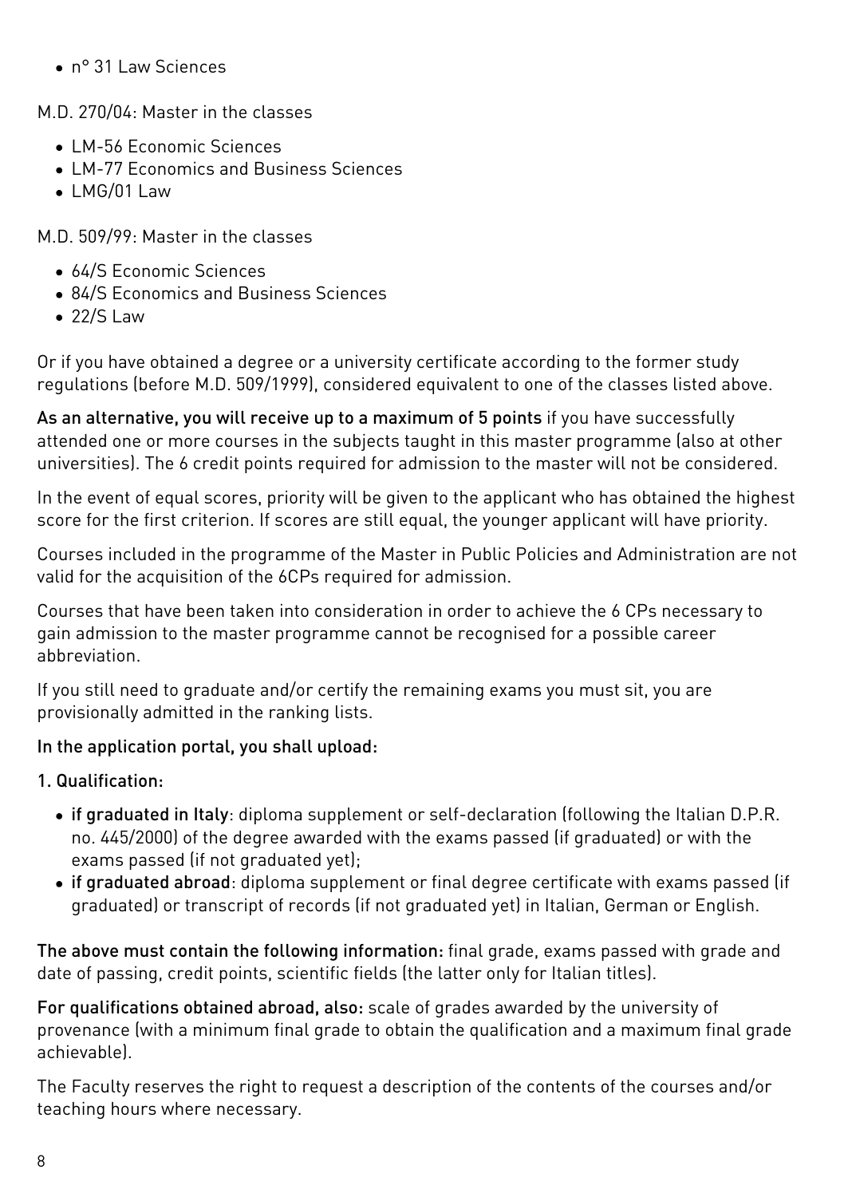- n° 31 Law Sciences

M.D. 270/04: Master in the classes

- LM-56 Economic Sciences
- LM-77 Economics and Business Sciences
- LMG/01 Law

M.D. 509/99: Master in the classes

- 64/S Economic Sciences
- 84/S Economics and Business Sciences
- 22/S Law

Or if you have obtained a degree or a university certificate according to the former study regulations (before M.D. 509/1999), considered equivalent to one of the classes listed above.

**As an alternative, you will receive up to a maximum of 5 points** if you have successfully attended one or more courses in the subjects taught in this master programme (also at other universities). The 6 credit points required for admission to the master will not be considered.

In the event of equal scores, priority will be given to the applicant who has obtained the highest score for the first criterion. If scores are still equal, the younger applicant will have priority.

Courses included in the programme of the Master in Public Policies and Administration are not valid for the acquisition of the 6CPs required for admission.

Courses that have been taken into consideration in order to achieve the 6 CPs necessary to gain admission to the master programme cannot be recognised for a possible career abbreviation.

If you still need to graduate and/or certify the remaining exams you must sit, you are provisionally admitted in the ranking lists.

**In the application portal, you shall upload:**

**1. Qualification:**

- **if graduated in Italy**: diploma supplement or self-declaration (following the Italian D.P.R. no. 445/2000) of the degree awarded with the exams passed (if graduated) or with the exams passed (if not graduated yet);
- **if graduated abroad**: diploma supplement or final degree certificate with exams passed (if graduated) or transcript of records (if not graduated yet) in Italian, German or English.

**The above must contain the following information:** final grade, exams passed with grade and date of passing, credit points, scientific fields (the latter only for Italian titles).

**For qualifications obtained abroad, also:** scale of grades awarded by the university of provenance (with a minimum final grade to obtain the qualification and a maximum final grade achievable).

The Faculty reserves the right to request a description of the contents of the courses and/or teaching hours where necessary.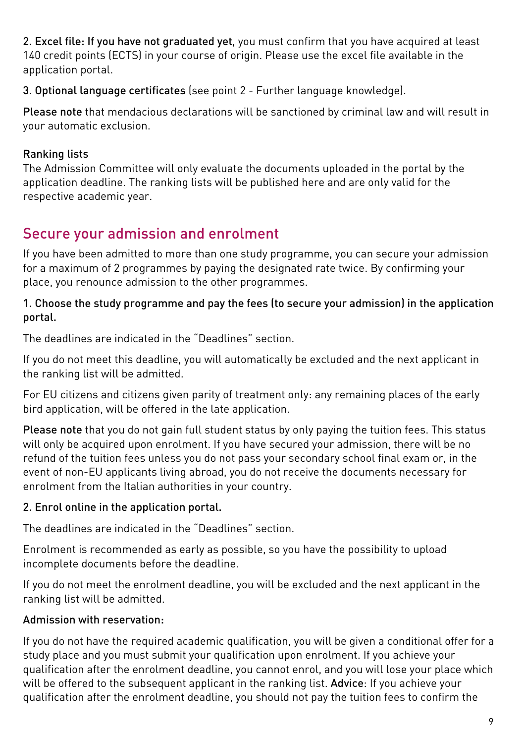**2. Excel file: If you have not graduated yet**, you must confirm that you have acquired at least 140 credit points (ECTS) in your course of origin. Please use the excel file available in the application portal.

**3. Optional language certificates** (see point 2 - Further language knowledge).

**Please note** that mendacious declarations will be sanctioned by criminal law and will result in your automatic exclusion.

### Ranking lists

The Admission Committee will only evaluate the documents uploaded in the portal by the application deadline. The ranking lists will be published here and are only valid for the respective academic year.

## Secure your admission and enrolment

If you have been admitted to more than one study programme, you can secure your admission for a maximum of 2 programmes by paying the designated rate twice. By confirming your place, you renounce admission to the other programmes.

**1. Choose the study programme and pay the fees (to secure your admission) in the application portal.**

The deadlines are indicated in the "Deadlines" section.

If you do not meet this deadline, you will automatically be excluded and the next applicant in the ranking list will be admitted.

For EU citizens and citizens given parity of treatment only: any remaining places of the early bird application, will be offered in the late application.

**Please note** that you do not gain full student status by only paying the tuition fees. This status will only be acquired upon enrolment. If you have secured your admission, there will be no refund of the tuition fees unless you do not pass your secondary school final exam or, in the event of non-EU applicants living abroad, you do not receive the documents necessary for enrolment from the Italian authorities in your country.

**2. Enrol online in the application portal.**

The deadlines are indicated in the "Deadlines" section.

Enrolment is recommended as early as possible, so you have the possibility to upload incomplete documents before the deadline.

If you do not meet the enrolment deadline, you will be excluded and the next applicant in the ranking list will be admitted.

**Admission with reservation:**

If you do not have the required academic qualification, you will be given a conditional offer for a study place and you must submit your qualification upon enrolment. If you achieve your qualification after the enrolment deadline, you cannot enrol, and you will lose your place which will be offered to the subsequent applicant in the ranking list. **Advice**: If you achieve your qualification after the enrolment deadline, you should not pay the tuition fees to confirm the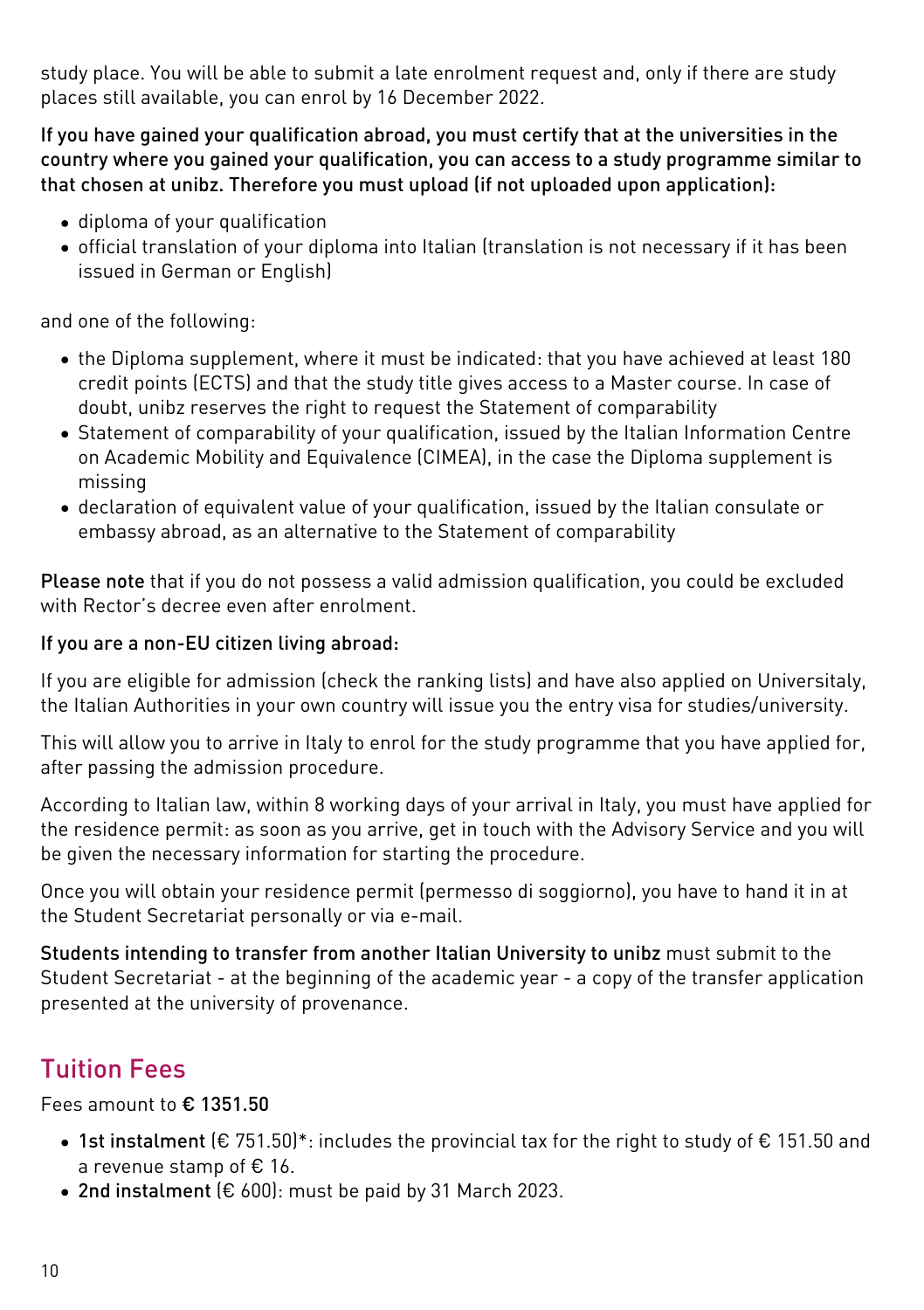study place. You will be able to submit a late enrolment request and, only if there are study places still available, you can enrol by 16 December 2022.

**If you have gained your qualification abroad, you must certify that at the universities in the country where you gained your qualification, you can access to a study programme similar to that chosen at unibz. Therefore you must upload (if not uploaded upon application):**

- diploma of your qualification
- official translation of your diploma into Italian (translation is not necessary if it has been issued in German or English)

and one of the following:

- the Diploma supplement, where it must be indicated: that you have achieved at least 180 credit points (ECTS) and that the study title gives access to a Master course. In case of doubt, unibz reserves the right to request the Statement of comparability
- Statement of comparability of your qualification, issued by the Italian Information Centre on Academic Mobility and Equivalence (CIMEA), in the case the Diploma supplement is missing
- declaration of equivalent value of your qualification, issued by the Italian consulate or embassy abroad, as an alternative to the Statement of comparability

**Please note** that if you do not possess a valid admission qualification, you could be excluded with Rector's decree even after enrolment.

**If you are a non-EU citizen living abroad:**

If you are eligible for admission (check the ranking lists) and have also applied on Universitaly, the Italian Authorities in your own country will issue you the entry visa for studies/university.

This will allow you to arrive in Italy to enrol for the study programme that you have applied for, after passing the admission procedure.

According to Italian law, within 8 working days of your arrival in Italy, you must have applied for the residence permit: as soon as you arrive, get in touch with the Advisory Service and you will be given the necessary information for starting the procedure.

Once you will obtain your residence permit (permesso di soggiorno), you have to hand it in at the Student Secretariat personally or via e-mail.

**Students intending to transfer from another Italian University to unibz** must submit to the Student Secretariat - at the beginning of the academic year - a copy of the transfer application presented at the university of provenance.

## Tuition Fees

Fees amount to **€ 1351.50**

- **1st instalment** (€ 751.50)*: includes the provincial tax for the right to study of € 151.50 and a revenue stamp of € 16.
- **2nd instalment** (€ 600): must be paid by 31 March 2023.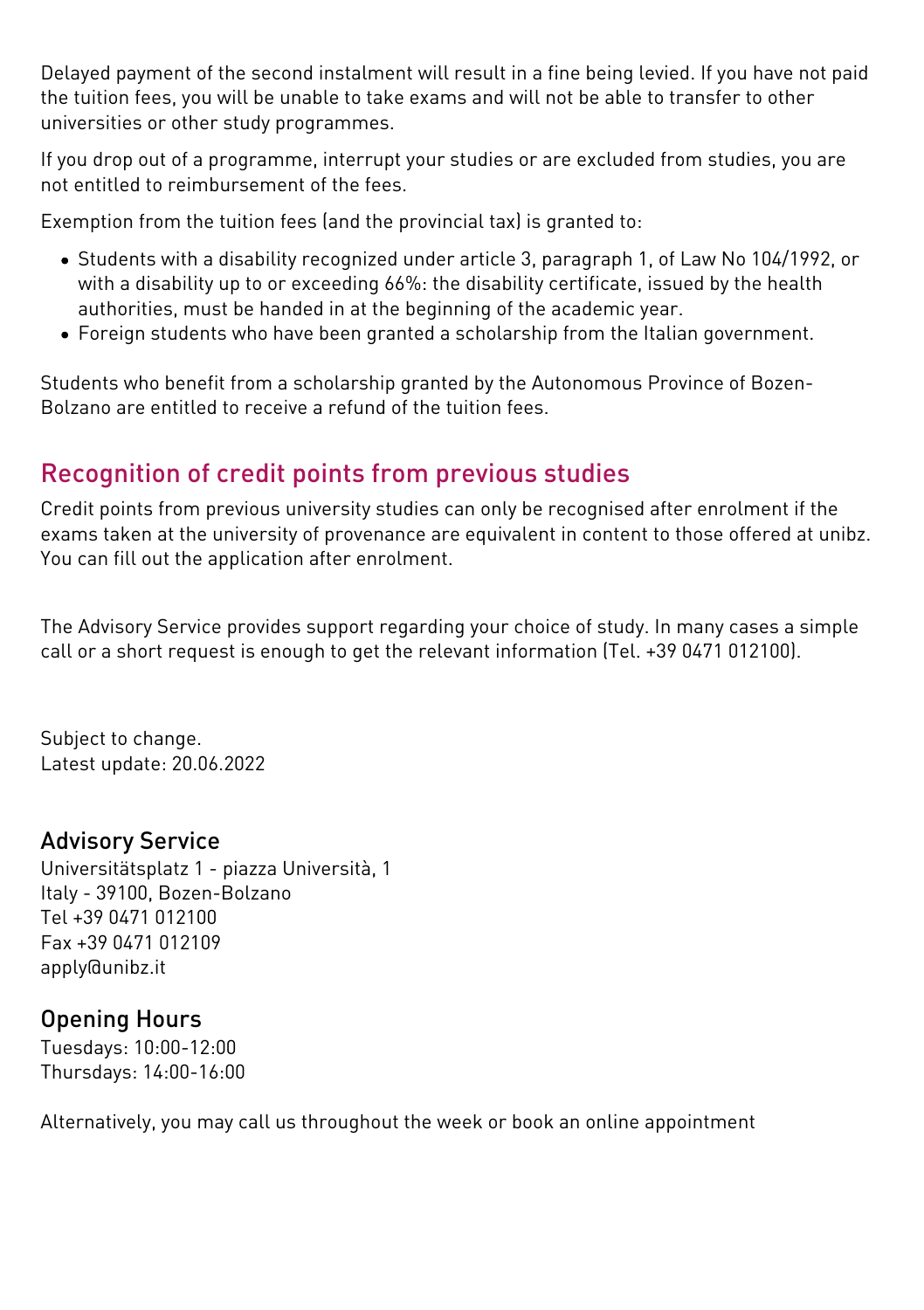Delayed payment of the second instalment will result in a fine being levied. If you have not paid the tuition fees, you will be unable to take exams and will not be able to transfer to other universities or other study programmes.

If you drop out of a programme, interrupt your studies or are excluded from studies, you are not entitled to reimbursement of the fees.

Exemption from the tuition fees (and the provincial tax) is granted to:

- Students with a disability recognized under article 3, paragraph 1, of Law No 104/1992, or with a disability up to or exceeding 66%: the disability certificate, issued by the health authorities, must be handed in at the beginning of the academic year.
- Foreign students who have been granted a scholarship from the Italian government.

Students who benefit from a scholarship granted by the Autonomous Province of Bozen-Bolzano are entitled to receive a refund of the tuition fees.

## Recognition of credit points from previous studies

Credit points from previous university studies can only be recognised after enrolment if the exams taken at the university of provenance are equivalent in content to those offered at unibz. You can fill out the application after enrolment.

The Advisory Service provides support regarding your choice of study. In many cases a simple call or a short request is enough to get the relevant information (Tel. +39 0471 012100).

Subject to change.
Latest update: 20.06.2022

### Advisory Service

Universitätsplatz 1 - piazza Università, 1
Italy - 39100, Bozen-Bolzano
Tel +39 0471 012100
Fax +39 0471 012109
apply@unibz.it

### Opening Hours

Tuesdays: 10:00-12:00
Thursdays: 14:00-16:00

Alternatively, you may call us throughout the week or book an online appointment